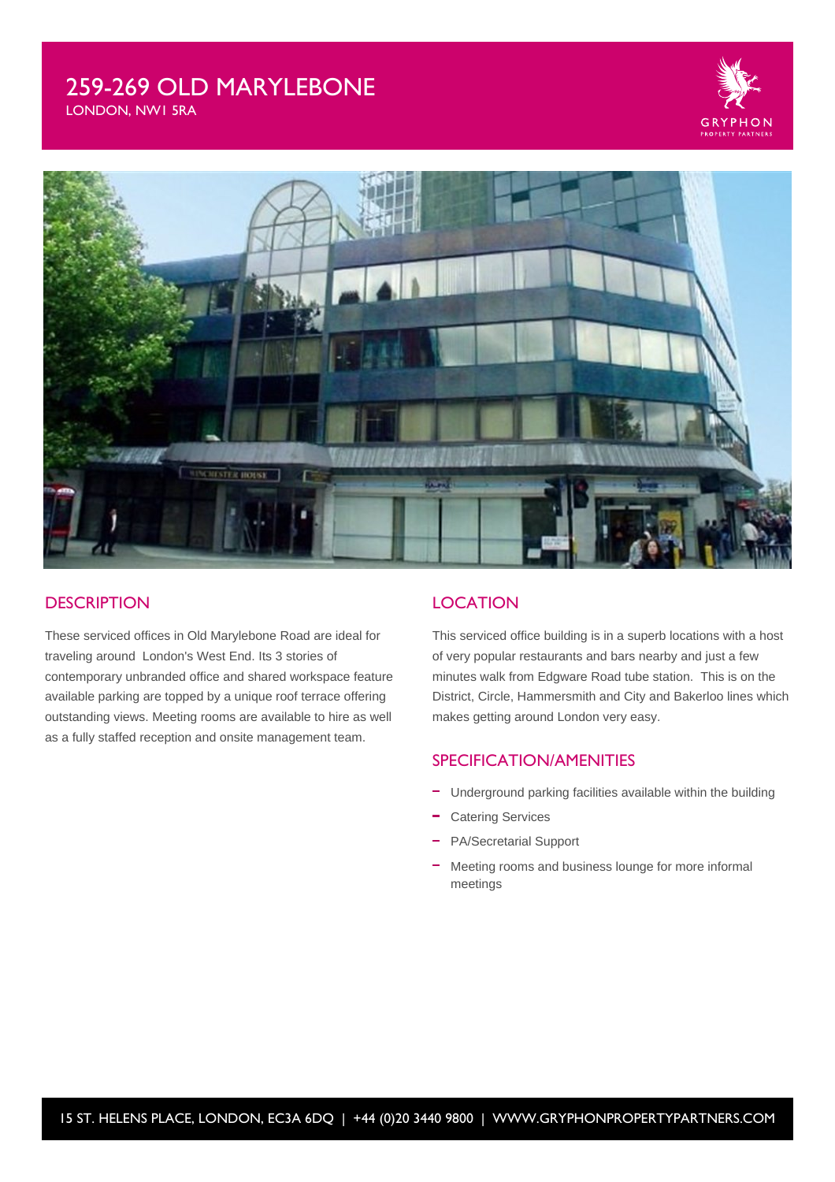# 259-269 OLD MARYLEBONE

LONDON, NW1 5RA

## DESCRIPTION

These serviced offices in Old Marylebone Road are ideal for traveling around  London's West End. Its 3 stories of contemporary unbranded office and shared workspace feature available parking are topped by a unique roof terrace offering outstanding views. Meeting rooms are available to hire as well as a fully staffed reception and onsite management team.

## LOCATION

This serviced office building is in a superb locations with a host of very popular restaurants and bars nearby and just a few minutes walk from Edgware Road tube station.  This is on the District, Circle, Hammersmith and City and Bakerloo lines which makes getting around London very easy.

## SPECIFICATION/AMENITIES

- Underground parking facilities available within the building
- Catering Services
- PA/Secretarial Support
- Meeting rooms and business lounge for more informal meetings

15 ST. HELENS PLACE, LONDON, EC3A 6DQ | +44 (0)20 3440 9800 | WWW.GRYPHONPROPERTYPARTNERS.COM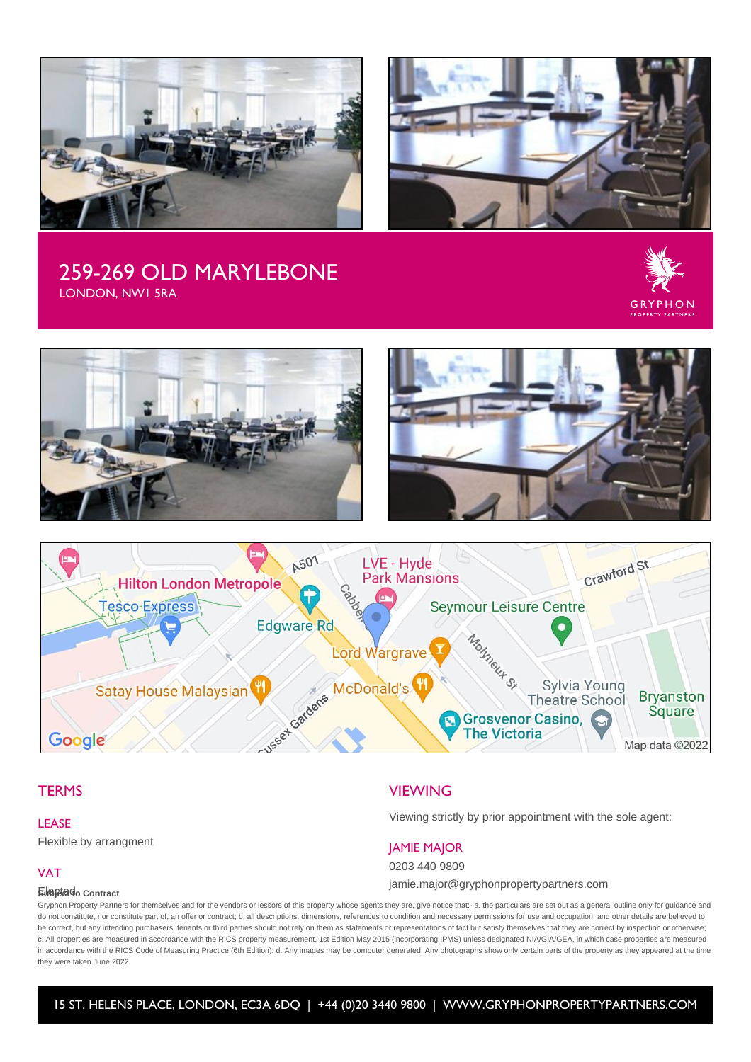## 259-259 OLD MARYLEBONE

LONDON, NW1 5RA

GRYPHON PROPERTY PARTNERS

Hilton London Metropole
Tesco Express
A501
Edgware Rd
LVE - Hyde Park Mansions
Cabbell St
Crawford St
Seymour Leisure Centre
Lord Wargrave
Molyneux St
Satay House Malaysian
McDonald's
Sussex Gardens
Sylvia Young Theatre School
Bryanston Square
Grosvenor Casino, The Victoria
Google
Map data ©2022

## TERMS

### LEASE

Flexible by arrangment

### VAT

Elected

**Subject to Contract**

## VIEWING

Viewing strictly by prior appointment with the sole agent:

### JAMIE MAJOR

0203 440 9809

jamie.major@gryphonpropertypartners.com

Gryphon Property Partners for themselves and for the vendors or lessors of this property whose agents they are, give notice that:- a. the particulars are set out as a general outline only for guidance and do not constitute, nor constitute part of, an offer or contract; b. all descriptions, dimensions, references to condition and necessary permissions for use and occupation, and other details are believed to be correct, but any intending purchasers, tenants or third parties should not rely on them as statements or representations of fact but satisfy themselves that they are correct by inspection or otherwise; c. All properties are measured in accordance with the RICS property measurement, 1st Edition May 2015 (incorporating IPMS) unless designated NIA/GIA/GEA, in which case properties are measured in accordance with the RICS Code of Measuring Practice (6th Edition); d. Any images may be computer generated. Any photographs show only certain parts of the property as they appeared at the time they were taken.June 2022

15 ST. HELENS PLACE, LONDON, EC3A 6DQ | +44 (0)20 3440 9800 | WWW.GRYPHONPROPERTYPARTNERS.COM